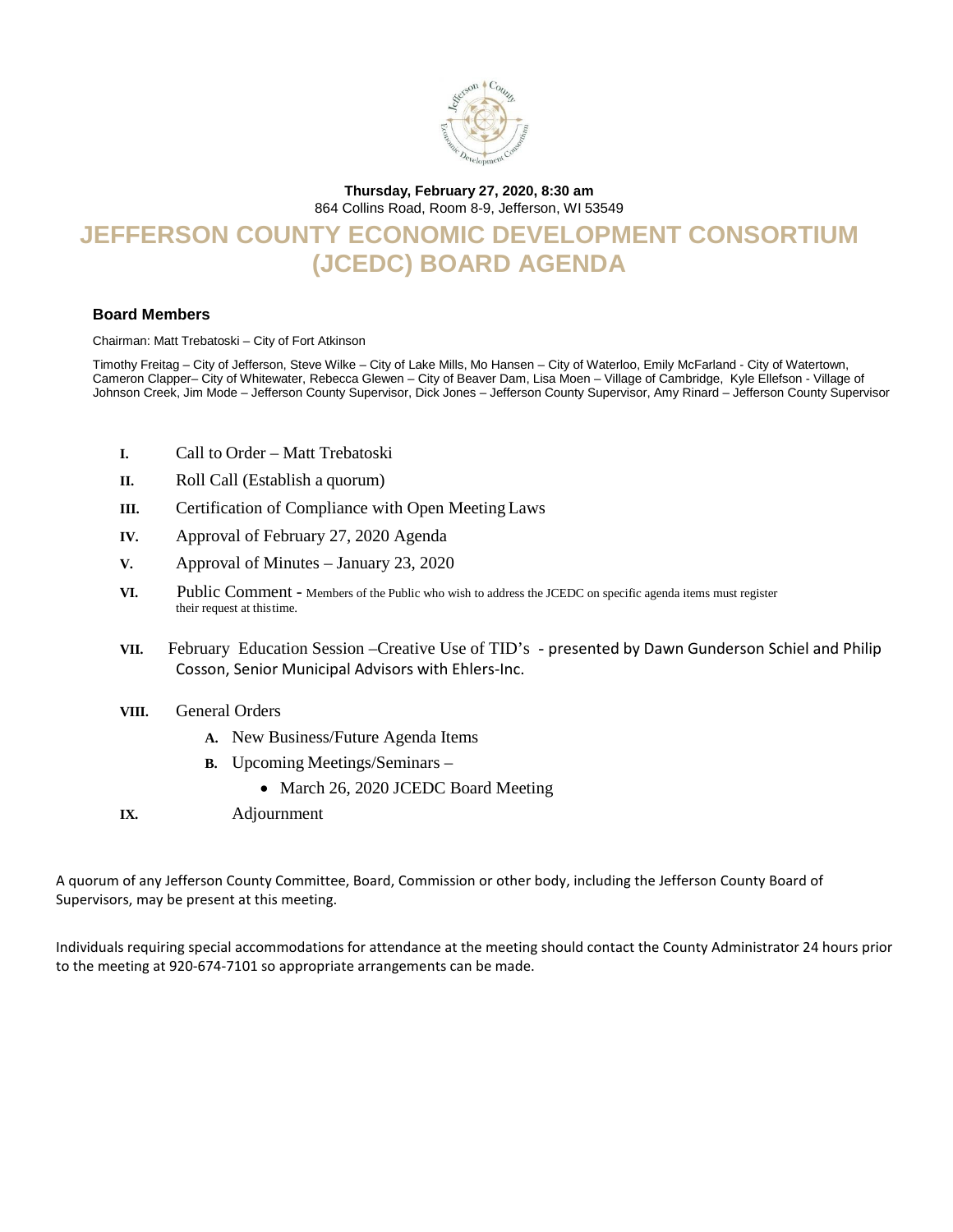**Thursday, February 27, 2020, 8:30 am**
864 Collins Road, Room 8-9, Jefferson, WI 53549

# JEFFERSON COUNTY ECONOMIC DEVELOPMENT CONSORTIUM (JCEDC) BOARD AGENDA

### Board Members

Chairman: Matt Trebatoski – City of Fort Atkinson

Timothy Freitag – City of Jefferson, Steve Wilke – City of Lake Mills, Mo Hansen – City of Waterloo, Emily McFarland - City of Watertown, Cameron Clapper– City of Whitewater, Rebecca Glewen – City of Beaver Dam, Lisa Moen – Village of Cambridge, Kyle Ellefson - Village of Johnson Creek, Jim Mode – Jefferson County Supervisor, Dick Jones – Jefferson County Supervisor, Amy Rinard – Jefferson County Supervisor

- **I.** Call to Order – Matt Trebatoski
- **II.** Roll Call (Establish a quorum)
- **III.** Certification of Compliance with Open Meeting Laws
- **IV.** Approval of February 27, 2020 Agenda
- **V.** Approval of Minutes – January 23, 2020
- **VI.** Public Comment - Members of the Public who wish to address the JCEDC on specific agenda items must register their request at this time.
- **VII.** February Education Session –Creative Use of TID's - presented by Dawn Gunderson Schiel and Philip Cosson, Senior Municipal Advisors with Ehlers-Inc.
- **VIII.** General Orders
  - **A.** New Business/Future Agenda Items
  - **B.** Upcoming Meetings/Seminars –
    - March 26, 2020 JCEDC Board Meeting
- **IX.** Adjournment

A quorum of any Jefferson County Committee, Board, Commission or other body, including the Jefferson County Board of Supervisors, may be present at this meeting.

Individuals requiring special accommodations for attendance at the meeting should contact the County Administrator 24 hours prior to the meeting at 920-674-7101 so appropriate arrangements can be made.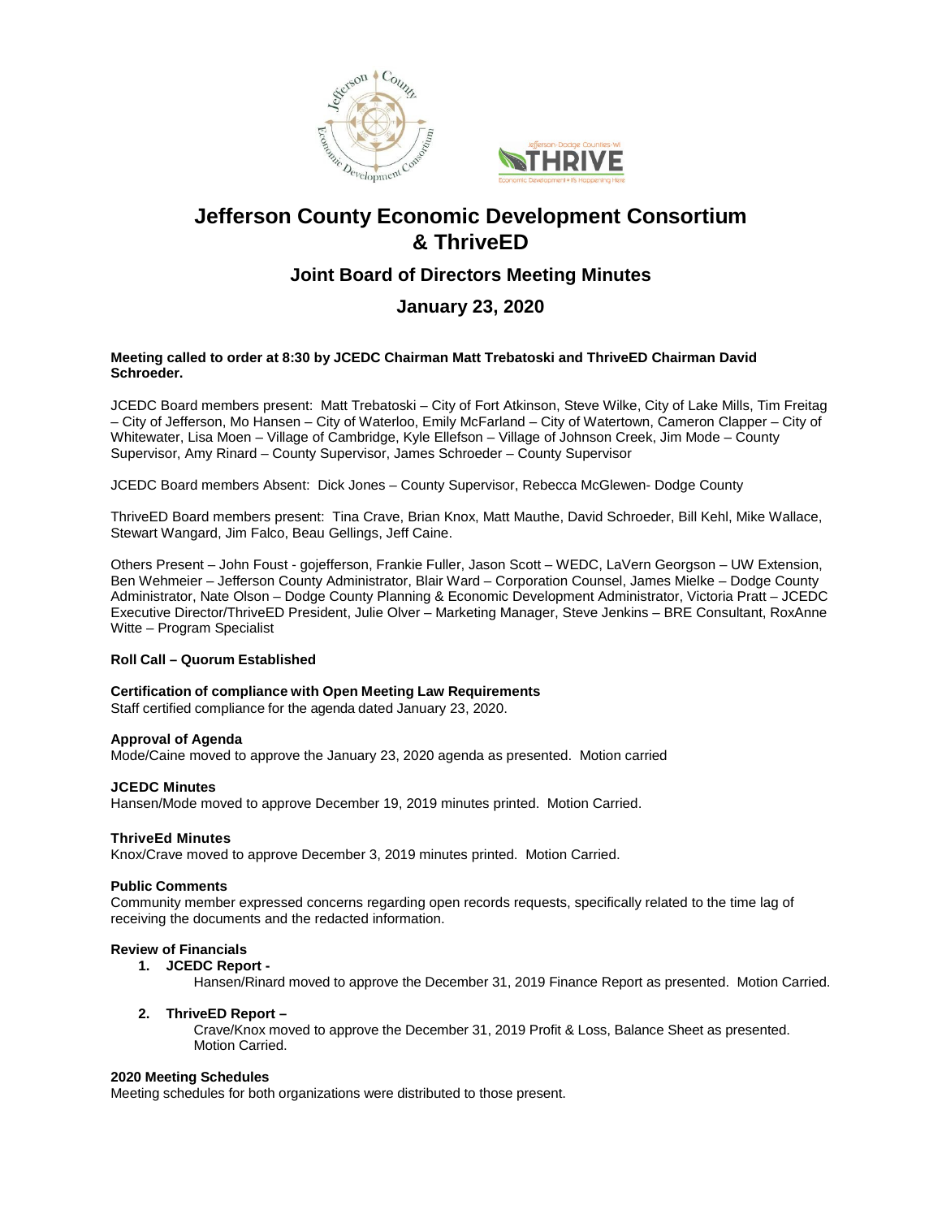# Jefferson County Economic Development Consortium & ThriveED

## Joint Board of Directors Meeting Minutes

## January 23, 2020

**Meeting called to order at 8:30 by JCEDC Chairman Matt Trebatoski and ThriveED Chairman David Schroeder.**

JCEDC Board members present: Matt Trebatoski – City of Fort Atkinson, Steve Wilke, City of Lake Mills, Tim Freitag – City of Jefferson, Mo Hansen – City of Waterloo, Emily McFarland – City of Watertown, Cameron Clapper – City of Whitewater, Lisa Moen – Village of Cambridge, Kyle Ellefson – Village of Johnson Creek, Jim Mode – County Supervisor, Amy Rinard – County Supervisor, James Schroeder – County Supervisor

JCEDC Board members Absent: Dick Jones – County Supervisor, Rebecca McGlewen- Dodge County

ThriveED Board members present: Tina Crave, Brian Knox, Matt Mauthe, David Schroeder, Bill Kehl, Mike Wallace, Stewart Wangard, Jim Falco, Beau Gellings, Jeff Caine.

Others Present – John Foust - gojefferson, Frankie Fuller, Jason Scott – WEDC, LaVern Georgson – UW Extension, Ben Wehmeier – Jefferson County Administrator, Blair Ward – Corporation Counsel, James Mielke – Dodge County Administrator, Nate Olson – Dodge County Planning & Economic Development Administrator, Victoria Pratt – JCEDC Executive Director/ThriveED President, Julie Olver – Marketing Manager, Steve Jenkins – BRE Consultant, RoxAnne Witte – Program Specialist

**Roll Call – Quorum Established**

**Certification of compliance with Open Meeting Law Requirements**
Staff certified compliance for the agenda dated January 23, 2020.

**Approval of Agenda**
Mode/Caine moved to approve the January 23, 2020 agenda as presented. Motion carried

**JCEDC Minutes**
Hansen/Mode moved to approve December 19, 2019 minutes printed. Motion Carried.

**ThriveEd Minutes**
Knox/Crave moved to approve December 3, 2019 minutes printed. Motion Carried.

**Public Comments**
Community member expressed concerns regarding open records requests, specifically related to the time lag of receiving the documents and the redacted information.

**Review of Financials**

1. **JCEDC Report -**
   Hansen/Rinard moved to approve the December 31, 2019 Finance Report as presented. Motion Carried.

2. **ThriveED Report –**
   Crave/Knox moved to approve the December 31, 2019 Profit & Loss, Balance Sheet as presented. Motion Carried.

**2020 Meeting Schedules**
Meeting schedules for both organizations were distributed to those present.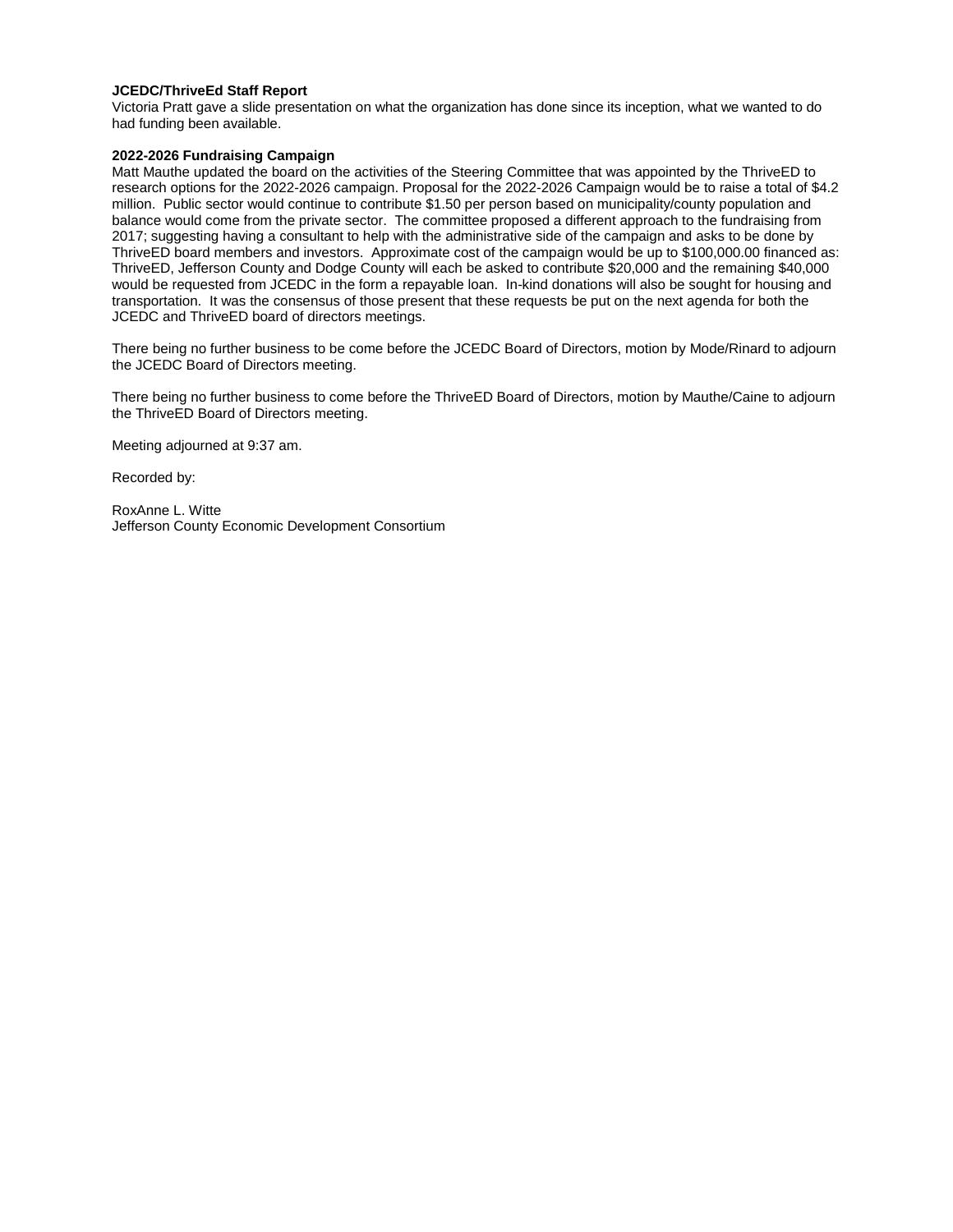**JCEDC/ThriveEd Staff Report**
Victoria Pratt gave a slide presentation on what the organization has done since its inception, what we wanted to do had funding been available.

**2022-2026 Fundraising Campaign**
Matt Mauthe updated the board on the activities of the Steering Committee that was appointed by the ThriveED to research options for the 2022-2026 campaign. Proposal for the 2022-2026 Campaign would be to raise a total of $4.2 million. Public sector would continue to contribute $1.50 per person based on municipality/county population and balance would come from the private sector. The committee proposed a different approach to the fundraising from 2017; suggesting having a consultant to help with the administrative side of the campaign and asks to be done by ThriveED board members and investors. Approximate cost of the campaign would be up to $100,000.00 financed as: ThriveED, Jefferson County and Dodge County will each be asked to contribute $20,000 and the remaining $40,000 would be requested from JCEDC in the form a repayable loan. In-kind donations will also be sought for housing and transportation. It was the consensus of those present that these requests be put on the next agenda for both the JCEDC and ThriveED board of directors meetings.

There being no further business to be come before the JCEDC Board of Directors, motion by Mode/Rinard to adjourn the JCEDC Board of Directors meeting.

There being no further business to come before the ThriveED Board of Directors, motion by Mauthe/Caine to adjourn the ThriveED Board of Directors meeting.

Meeting adjourned at 9:37 am.

Recorded by:

RoxAnne L. Witte
Jefferson County Economic Development Consortium